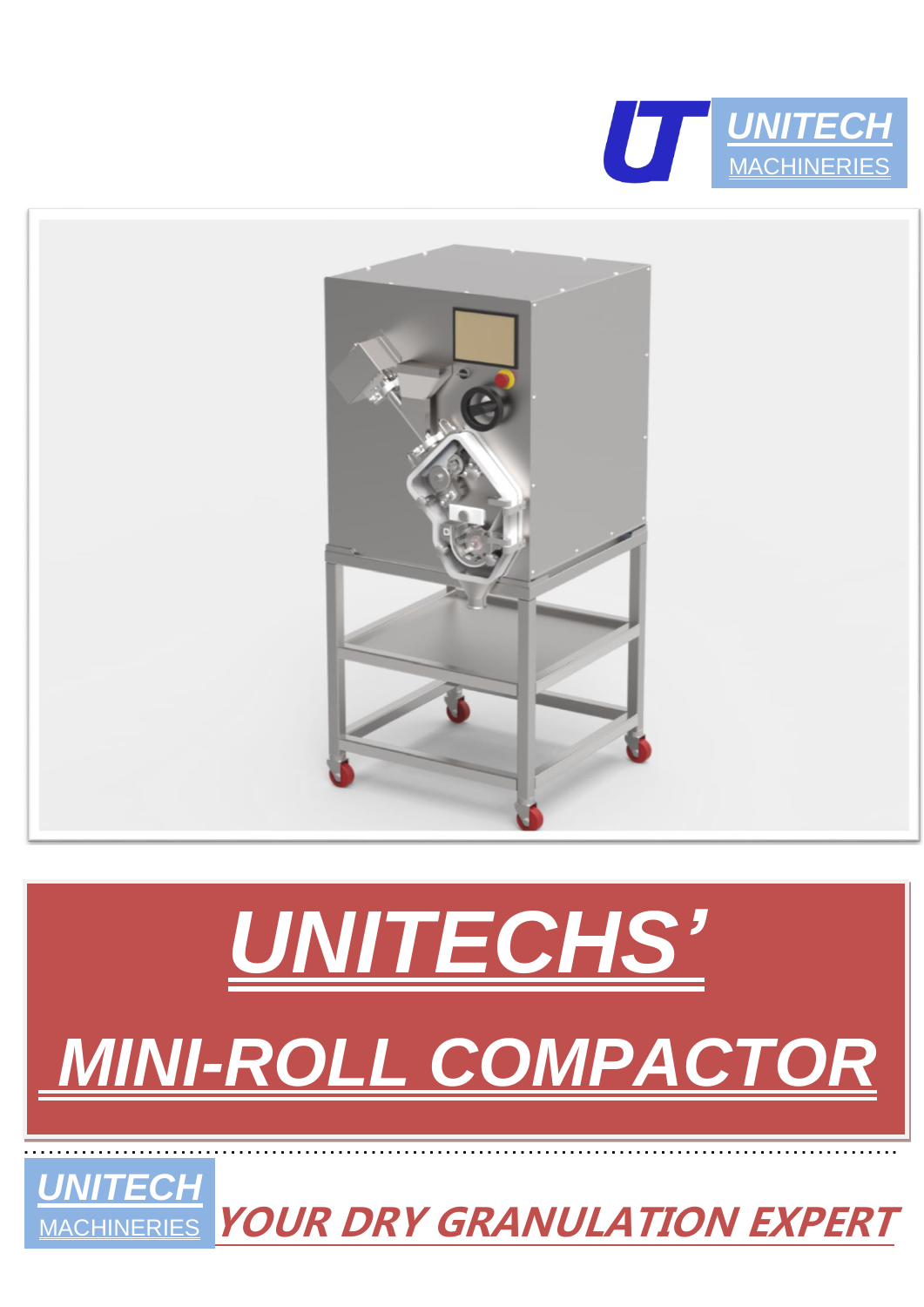**UNITECH**
MACHINERIES

# UNITECHS'

# MINI-ROLL COMPACTOR

**UNITECH**
MACHINERIES

***YOUR DRY GRANULATION EXPERT***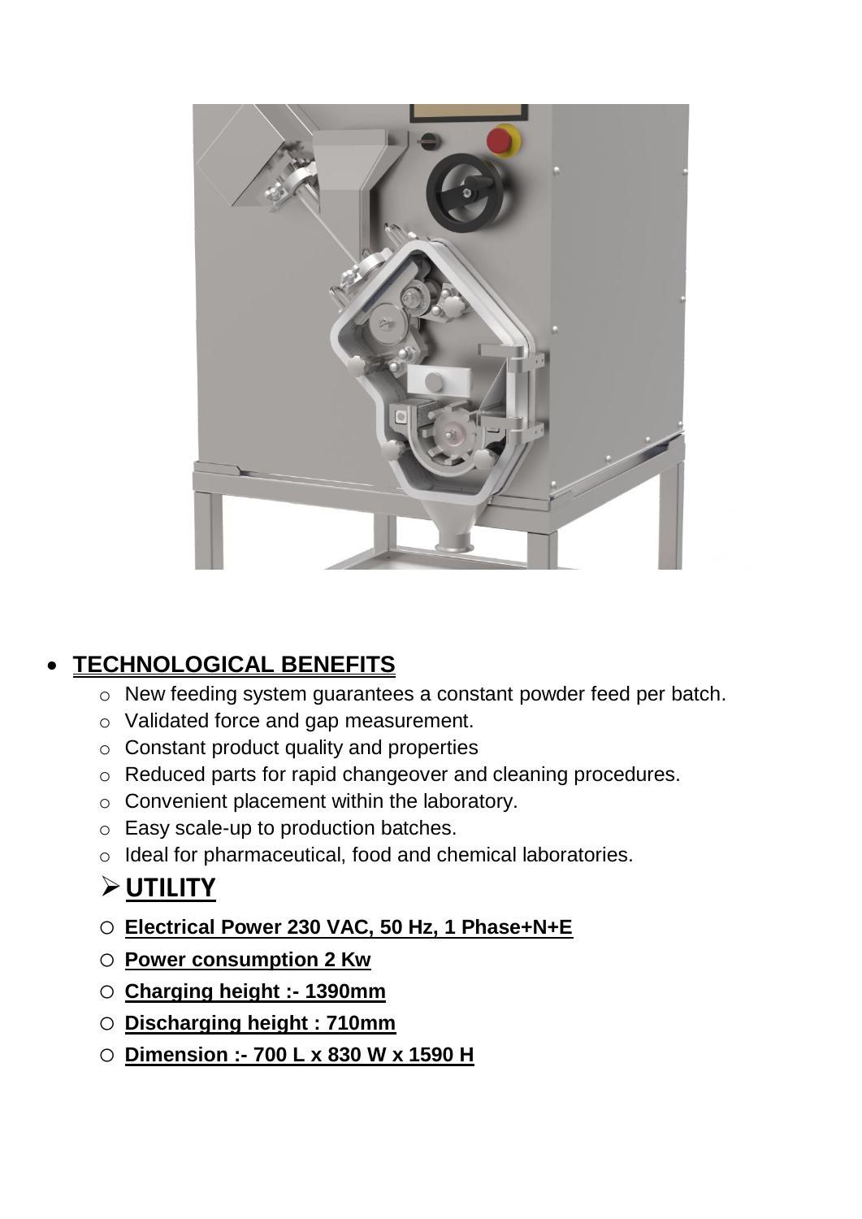- **TECHNOLOGICAL BENEFITS**
  - New feeding system guarantees a constant powder feed per batch.
  - Validated force and gap measurement.
  - Constant product quality and properties
  - Reduced parts for rapid changeover and cleaning procedures.
  - Convenient placement within the laboratory.
  - Easy scale-up to production batches.
  - Ideal for pharmaceutical, food and chemical laboratories.

## **UTILITY**

- **Electrical Power 230 VAC, 50 Hz, 1 Phase+N+E**
- **Power consumption 2 Kw**
- **Charging height :- 1390mm**
- **Discharging height : 710mm**
- **Dimension :- 700 L x 830 W x 1590 H**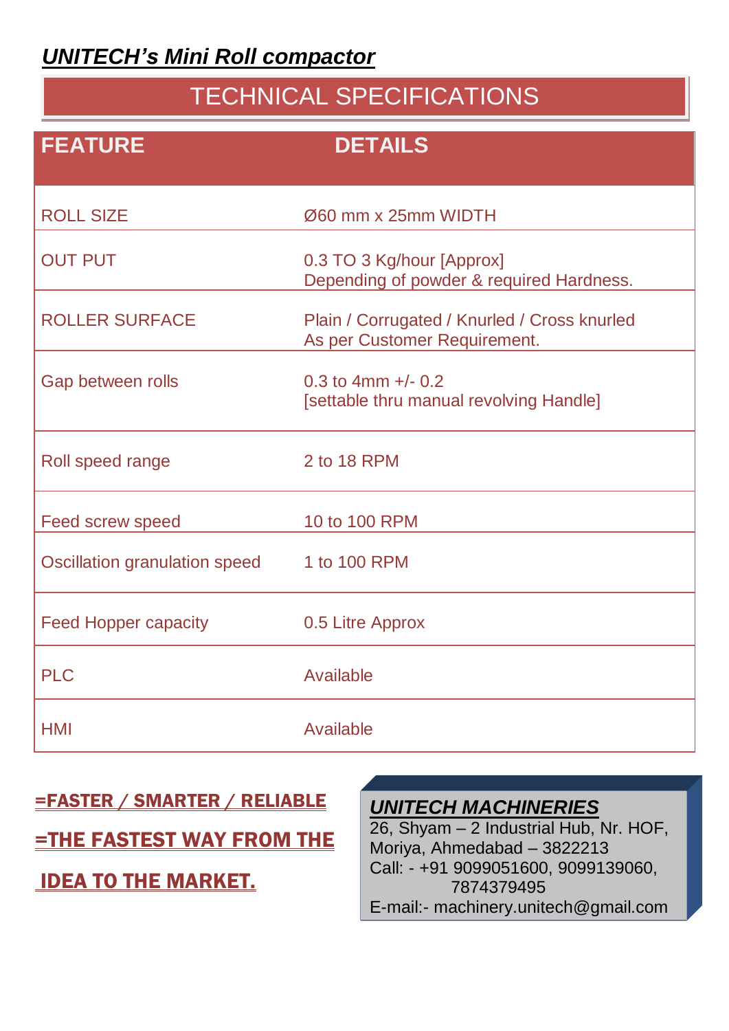***UNITECH's Mini Roll compactor***

## TECHNICAL SPECIFICATIONS

| FEATURE | DETAILS |
| --- | --- |
| ROLL SIZE | Ø60 mm x 25mm WIDTH |
| OUT PUT | 0.3 TO 3 Kg/hour [Approx]<br>Depending of powder & required Hardness. |
| ROLLER SURFACE | Plain / Corrugated / Knurled / Cross knurled<br>As per Customer Requirement. |
| Gap between rolls | 0.3 to 4mm +/- 0.2<br>[settable thru manual revolving Handle] |
| Roll speed range | 2 to 18 RPM |
| Feed screw speed | 10 to 100 RPM |
| Oscillation granulation speed | 1 to 100 RPM |
| Feed Hopper capacity | 0.5 Litre Approx |
| PLC | Available |
| HMI | Available |

**=FASTER / SMARTER / RELIABLE**

**=THE FASTEST WAY FROM THE IDEA TO THE MARKET.**

***UNITECH MACHINERIES***
26, Shyam – 2 Industrial Hub, Nr. HOF,
Moriya, Ahmedabad – 3822213
Call: - +91 9099051600, 9099139060, 7874379495
E-mail:- machinery.unitech@gmail.com